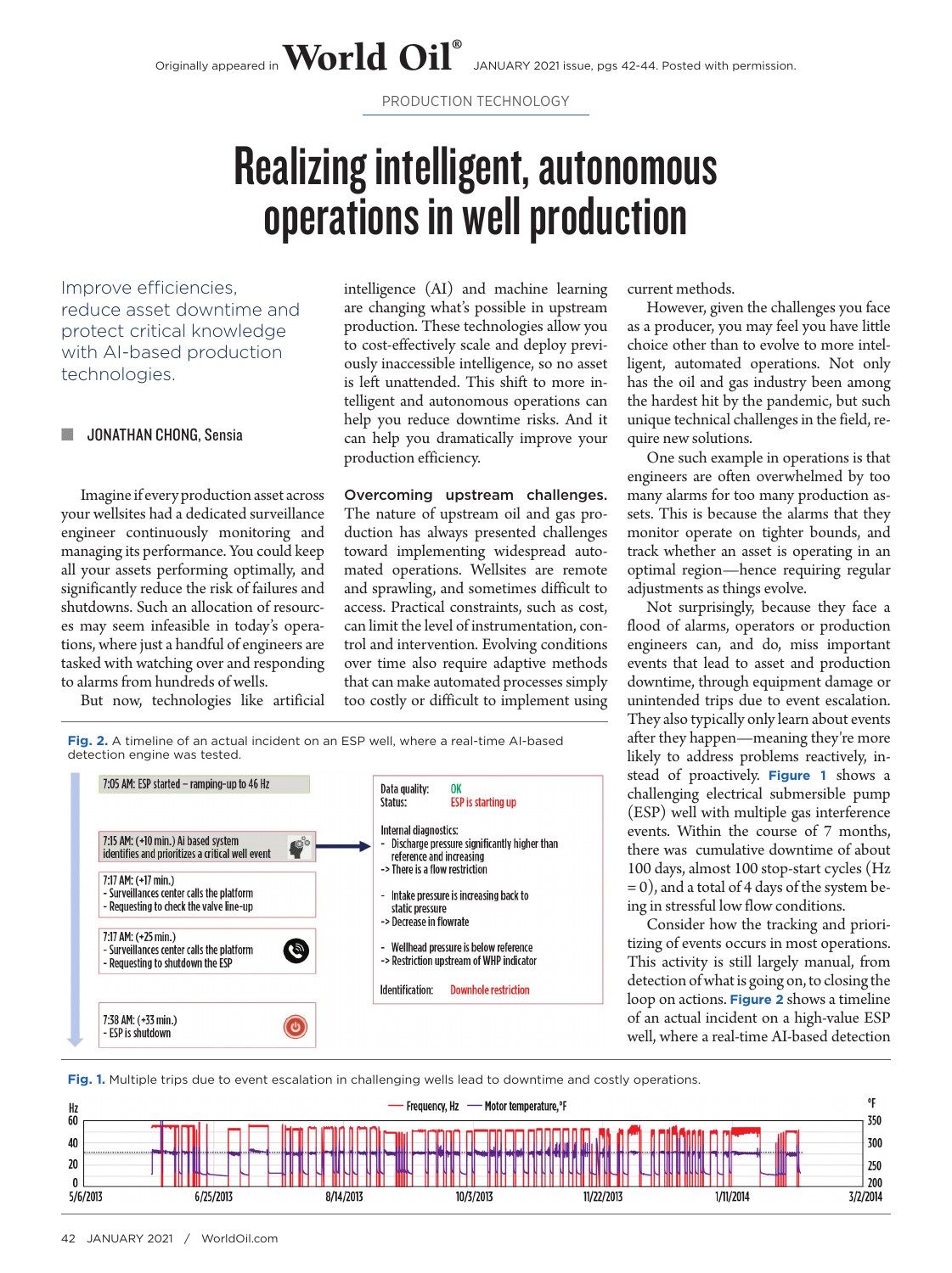Originally appeared in World Oil® JANUARY 2021 issue, pgs 42-44. Posted with permission.

PRODUCTION TECHNOLOGY

# Realizing intelligent, autonomous operations in well production

Improve efficiencies, reduce asset downtime and protect critical knowledge with AI-based production technologies.

**JONATHAN CHONG, Sensia**

Imagine if every production asset across your wellsites had a dedicated surveillance engineer continuously monitoring and managing its performance. You could keep all your assets performing optimally, and significantly reduce the risk of failures and shutdowns. Such an allocation of resources may seem infeasible in today's operations, where just a handful of engineers are tasked with watching over and responding to alarms from hundreds of wells.

But now, technologies like artificial intelligence (AI) and machine learning are changing what's possible in upstream production. These technologies allow you to cost-effectively scale and deploy previously inaccessible intelligence, so no asset is left unattended. This shift to more intelligent and autonomous operations can help you reduce downtime risks. And it can help you dramatically improve your production efficiency.

**Overcoming upstream challenges.** The nature of upstream oil and gas production has always presented challenges toward implementing widespread automated operations. Wellsites are remote and sprawling, and sometimes difficult to access. Practical constraints, such as cost, can limit the level of instrumentation, control and intervention. Evolving conditions over time also require adaptive methods that can make automated processes simply too costly or difficult to implement using current methods.

However, given the challenges you face as a producer, you may feel you have little choice other than to evolve to more intelligent, automated operations. Not only has the oil and gas industry been among the hardest hit by the pandemic, but such unique technical challenges in the field, require new solutions.

One such example in operations is that engineers are often overwhelmed by too many alarms for too many production assets. This is because the alarms that they monitor operate on tighter bounds, and track whether an asset is operating in an optimal region—hence requiring regular adjustments as things evolve.

Not surprisingly, because they face a flood of alarms, operators or production engineers can, and do, miss important events that lead to asset and production downtime, through equipment damage or unintended trips due to event escalation. They also typically only learn about events after they happen—meaning they're more likely to address problems reactively, instead of proactively. Figure 1 shows a challenging electrical submersible pump (ESP) well with multiple gas interference events. Within the course of 7 months, there was cumulative downtime of about 100 days, almost 100 stop-start cycles (Hz = 0), and a total of 4 days of the system being in stressful low flow conditions.

Consider how the tracking and prioritizing of events occurs in most operations. This activity is still largely manual, from detection of what is going on, to closing the loop on actions. Figure 2 shows a timeline of an actual incident on a high-value ESP well, where a real-time AI-based detection

**Fig. 2.** A timeline of an actual incident on an ESP well, where a real-time AI-based detection engine was tested.

7:05 AM: ESP started – ramping-up to 46 Hz

7:15 AM: (+10 min.) Ai based system identifies and prioritizes a critical well event

7:17 AM: (+17 min.)
- Surveillances center calls the platform
- Requesting to check the valve line-up

7:17 AM: (+25 min.)
- Surveillances center calls the platform
- Requesting to shutdown the ESP

7:38 AM: (+33 min.)
- ESP is shutdown

Data quality: OK
Status: ESP is starting up

Internal diagnostics:
- Discharge pressure significantly higher than reference and increasing
-> There is a flow restriction
- Intake pressure is increasing back to static pressure
-> Decrease in flowrate
- Wellhead pressure is below reference
-> Restriction upstream of WHP indicator

Identification: Downhole restriction

**Fig. 1.** Multiple trips due to event escalation in challenging wells lead to downtime and costly operations.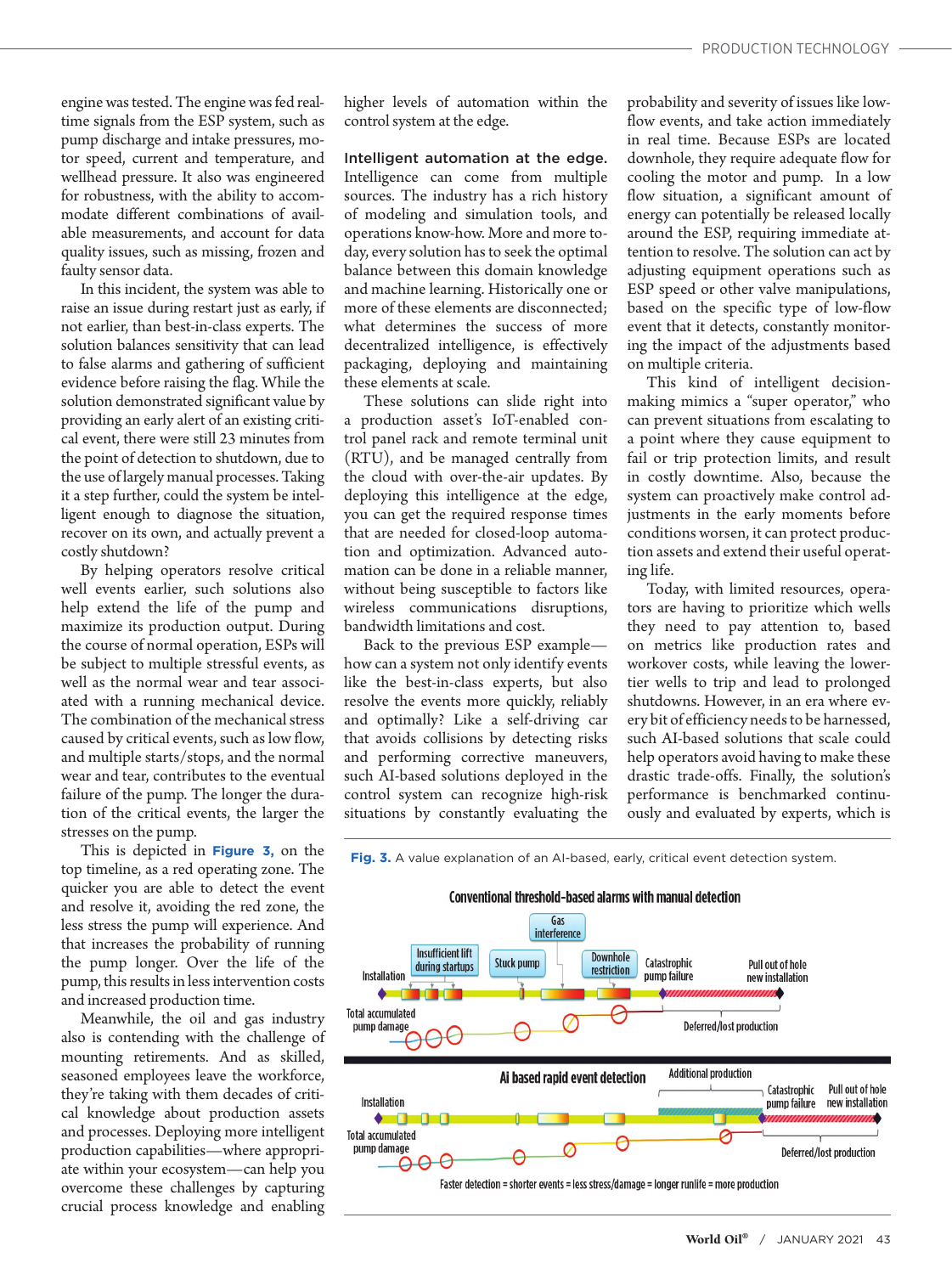engine was tested. The engine was fed real-time signals from the ESP system, such as pump discharge and intake pressures, motor speed, current and temperature, and wellhead pressure. It also was engineered for robustness, with the ability to accommodate different combinations of available measurements, and account for data quality issues, such as missing, frozen and faulty sensor data.

In this incident, the system was able to raise an issue during restart just as early, if not earlier, than best-in-class experts. The solution balances sensitivity that can lead to false alarms and gathering of sufficient evidence before raising the flag. While the solution demonstrated significant value by providing an early alert of an existing critical event, there were still 23 minutes from the point of detection to shutdown, due to the use of largely manual processes. Taking it a step further, could the system be intelligent enough to diagnose the situation, recover on its own, and actually prevent a costly shutdown?

By helping operators resolve critical well events earlier, such solutions also help extend the life of the pump and maximize its production output. During the course of normal operation, ESPs will be subject to multiple stressful events, as well as the normal wear and tear associated with a running mechanical device. The combination of the mechanical stress caused by critical events, such as low flow, and multiple starts/stops, and the normal wear and tear, contributes to the eventual failure of the pump. The longer the duration of the critical events, the larger the stresses on the pump.

This is depicted in **Figure 3,** on the top timeline, as a red operating zone. The quicker you are able to detect the event and resolve it, avoiding the red zone, the less stress the pump will experience. And that increases the probability of running the pump longer. Over the life of the pump, this results in less intervention costs and increased production time.

Meanwhile, the oil and gas industry also is contending with the challenge of mounting retirements. And as skilled, seasoned employees leave the workforce, they're taking with them decades of critical knowledge about production assets and processes. Deploying more intelligent production capabilities—where appropriate within your ecosystem—can help you overcome these challenges by capturing crucial process knowledge and enabling higher levels of automation within the control system at the edge.

**Intelligent automation at the edge.** Intelligence can come from multiple sources. The industry has a rich history of modeling and simulation tools, and operations know-how. More and more today, every solution has to seek the optimal balance between this domain knowledge and machine learning. Historically one or more of these elements are disconnected; what determines the success of more decentralized intelligence, is effectively packaging, deploying and maintaining these elements at scale.

These solutions can slide right into a production asset's IoT-enabled control panel rack and remote terminal unit (RTU), and be managed centrally from the cloud with over-the-air updates. By deploying this intelligence at the edge, you can get the required response times that are needed for closed-loop automation and optimization. Advanced automation can be done in a reliable manner, without being susceptible to factors like wireless communications disruptions, bandwidth limitations and cost.

Back to the previous ESP example—how can a system not only identify events like the best-in-class experts, but also resolve the events more quickly, reliably and optimally? Like a self-driving car that avoids collisions by detecting risks and performing corrective maneuvers, such AI-based solutions deployed in the control system can recognize high-risk situations by constantly evaluating the probability and severity of issues like low-flow events, and take action immediately in real time. Because ESPs are located downhole, they require adequate flow for cooling the motor and pump. In a low flow situation, a significant amount of energy can potentially be released locally around the ESP, requiring immediate attention to resolve. The solution can act by adjusting equipment operations such as ESP speed or other valve manipulations, based on the specific type of low-flow event that it detects, constantly monitoring the impact of the adjustments based on multiple criteria.

This kind of intelligent decision-making mimics a "super operator," who can prevent situations from escalating to a point where they cause equipment to fail or trip protection limits, and result in costly downtime. Also, because the system can proactively make control adjustments in the early moments before conditions worsen, it can protect production assets and extend their useful operating life.

Today, with limited resources, operators are having to prioritize which wells they need to pay attention to, based on metrics like production rates and workover costs, while leaving the lower-tier wells to trip and lead to prolonged shutdowns. However, in an era where every bit of efficiency needs to be harnessed, such AI-based solutions that scale could help operators avoid having to make these drastic trade-offs. Finally, the solution's performance is benchmarked continuously and evaluated by experts, which is

**Fig. 3.** A value explanation of an AI-based, early, critical event detection system.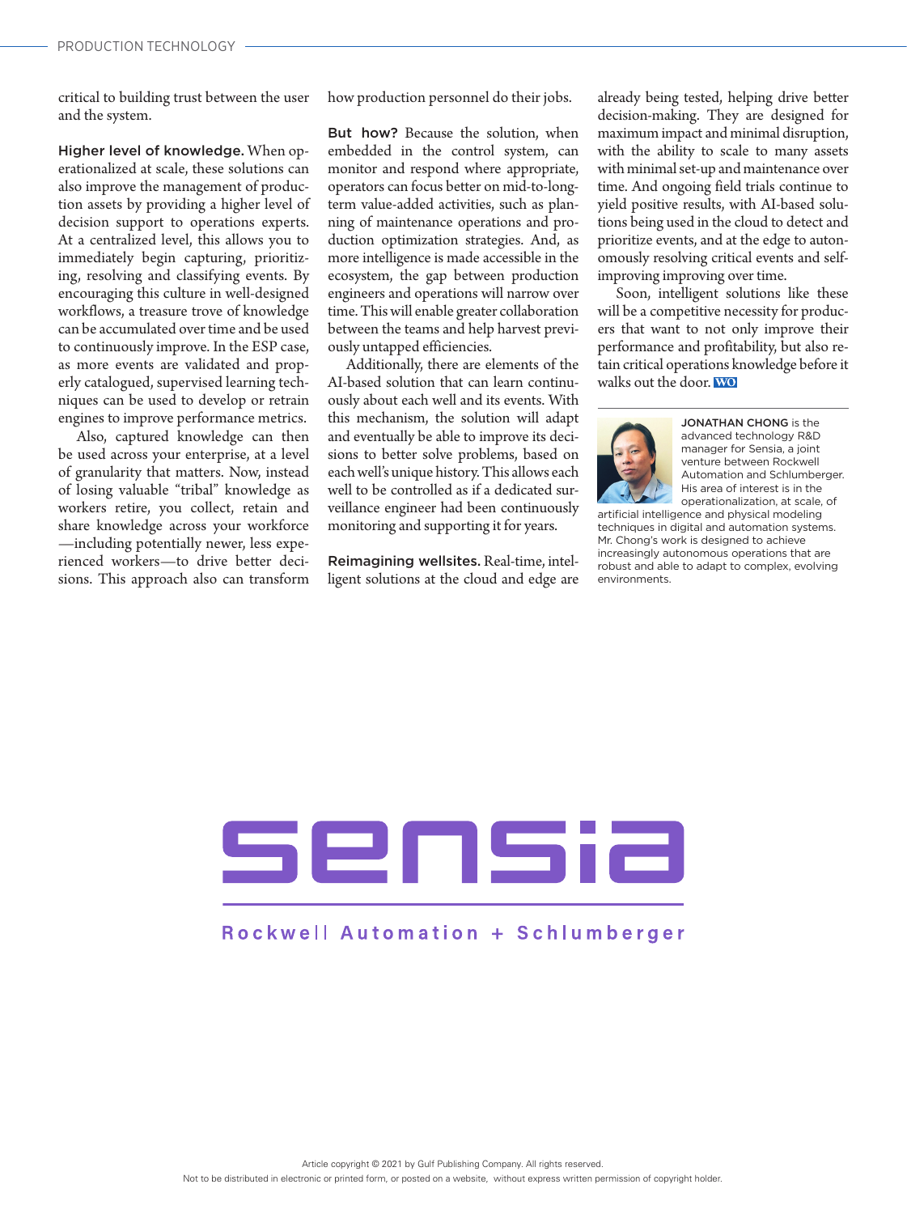critical to building trust between the user and the system.

**Higher level of knowledge.** When operationalized at scale, these solutions can also improve the management of production assets by providing a higher level of decision support to operations experts. At a centralized level, this allows you to immediately begin capturing, prioritizing, resolving and classifying events. By encouraging this culture in well-designed workflows, a treasure trove of knowledge can be accumulated over time and be used to continuously improve. In the ESP case, as more events are validated and properly catalogued, supervised learning techniques can be used to develop or retrain engines to improve performance metrics.

Also, captured knowledge can then be used across your enterprise, at a level of granularity that matters. Now, instead of losing valuable "tribal" knowledge as workers retire, you collect, retain and share knowledge across your workforce—including potentially newer, less experienced workers—to drive better decisions. This approach also can transform how production personnel do their jobs.

**But how?** Because the solution, when embedded in the control system, can monitor and respond where appropriate, operators can focus better on mid-to-long-term value-added activities, such as planning of maintenance operations and production optimization strategies. And, as more intelligence is made accessible in the ecosystem, the gap between production engineers and operations will narrow over time. This will enable greater collaboration between the teams and help harvest previously untapped efficiencies.

Additionally, there are elements of the AI-based solution that can learn continuously about each well and its events. With this mechanism, the solution will adapt and eventually be able to improve its decisions to better solve problems, based on each well's unique history. This allows each well to be controlled as if a dedicated surveillance engineer had been continuously monitoring and supporting it for years.

**Reimagining wellsites.** Real-time, intelligent solutions at the cloud and edge are already being tested, helping drive better decision-making. They are designed for maximum impact and minimal disruption, with the ability to scale to many assets with minimal set-up and maintenance over time. And ongoing field trials continue to yield positive results, with AI-based solutions being used in the cloud to detect and prioritize events, and at the edge to autonomously resolving critical events and self-improving improving over time.

Soon, intelligent solutions like these will be a competitive necessity for producers that want to not only improve their performance and profitability, but also retain critical operations knowledge before it walks out the door. **WO**

---

**JONATHAN CHONG** is the advanced technology R&D manager for Sensia, a joint venture between Rockwell Automation and Schlumberger. His area of interest is in the operationalization, at scale, of artificial intelligence and physical modeling techniques in digital and automation systems. Mr. Chong's work is designed to achieve increasingly autonomous operations that are robust and able to adapt to complex, evolving environments.

sensia

Rockwell Automation + Schlumberger

Article copyright © 2021 by Gulf Publishing Company. All rights reserved.
Not to be distributed in electronic or printed form, or posted on a website, without express written permission of copyright holder.